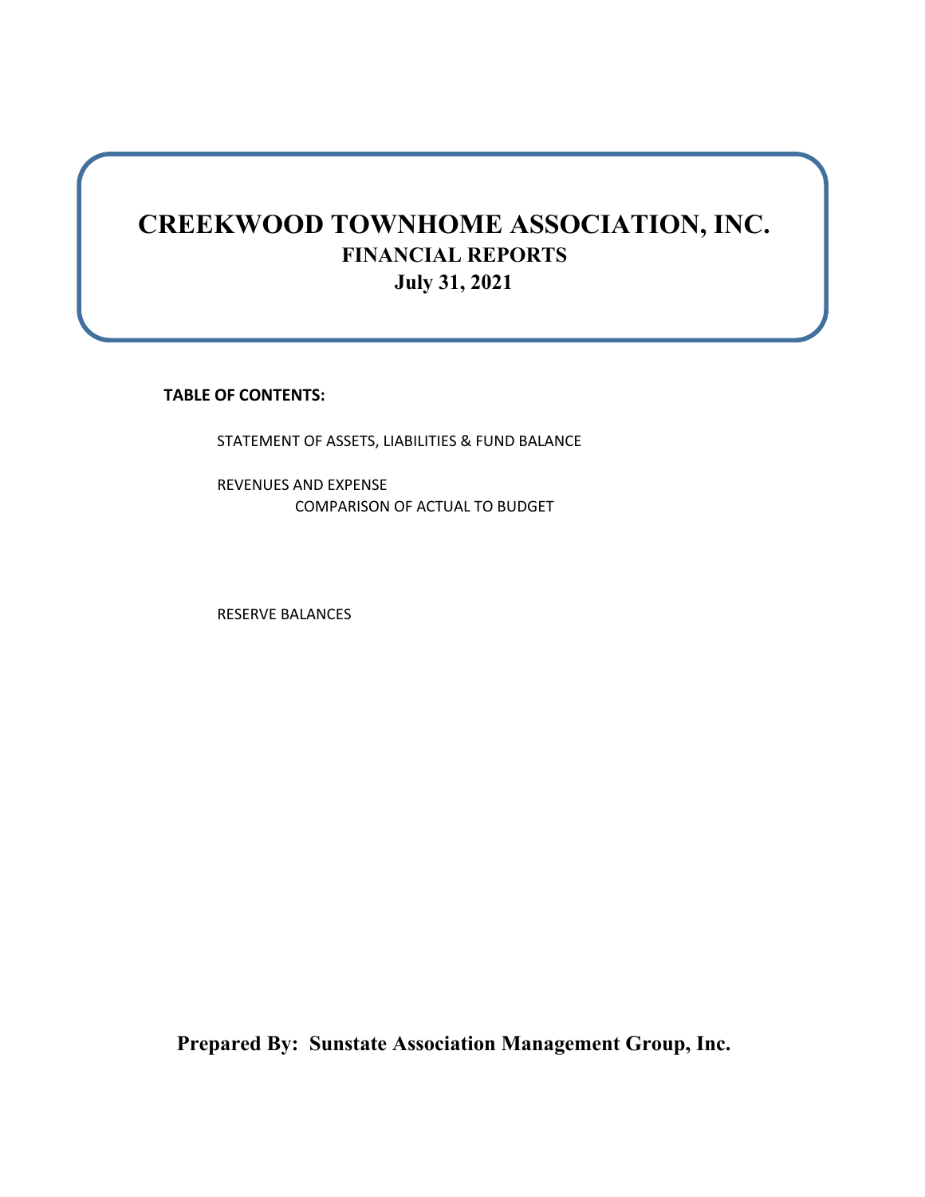# CREEKWOOD TOWNHOME ASSOCIATION, INC.

## FINANCIAL REPORTS

## July 31, 2021

**TABLE OF CONTENTS:**

STATEMENT OF ASSETS, LIABILITIES & FUND BALANCE

REVENUES AND EXPENSE
COMPARISON OF ACTUAL TO BUDGET

RESERVE BALANCES

**Prepared By: Sunstate Association Management Group, Inc.**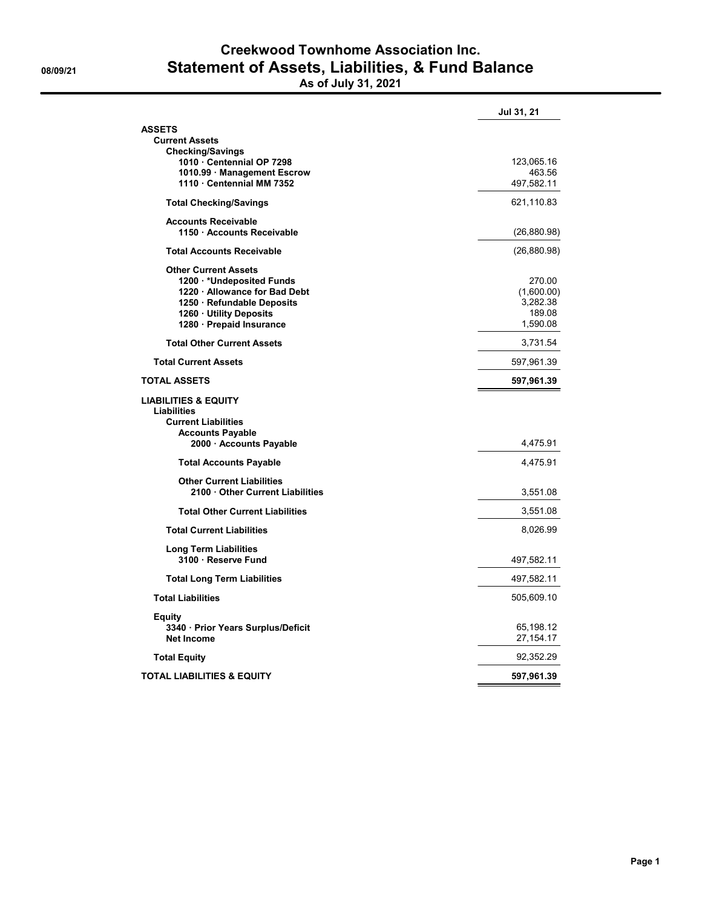# Creekwood Townhome Association Inc.

## Statement of Assets, Liabilities, & Fund Balance

**As of July 31, 2021**

08/09/21

| | Jul 31, 21 |
|---|---|
| **ASSETS** | |
| **Current Assets** | |
| **Checking/Savings** | |
| **1010 · Centennial OP 7298** | 123,065.16 |
| **1010.99 · Management Escrow** | 463.56 |
| **1110 · Centennial MM 7352** | 497,582.11 |
| **Total Checking/Savings** | 621,110.83 |
| **Accounts Receivable** | |
| **1150 · Accounts Receivable** | (26,880.98) |
| **Total Accounts Receivable** | (26,880.98) |
| **Other Current Assets** | |
| **1200 · *Undeposited Funds** | 270.00 |
| **1220 · Allowance for Bad Debt** | (1,600.00) |
| **1250 · Refundable Deposits** | 3,282.38 |
| **1260 · Utility Deposits** | 189.08 |
| **1280 · Prepaid Insurance** | 1,590.08 |
| **Total Other Current Assets** | 3,731.54 |
| **Total Current Assets** | 597,961.39 |
| **TOTAL ASSETS** | **597,961.39** |
| **LIABILITIES & EQUITY** | |
| **Liabilities** | |
| **Current Liabilities** | |
| **Accounts Payable** | |
| **2000 · Accounts Payable** | 4,475.91 |
| **Total Accounts Payable** | 4,475.91 |
| **Other Current Liabilities** | |
| **2100 · Other Current Liabilities** | 3,551.08 |
| **Total Other Current Liabilities** | 3,551.08 |
| **Total Current Liabilities** | 8,026.99 |
| **Long Term Liabilities** | |
| **3100 · Reserve Fund** | 497,582.11 |
| **Total Long Term Liabilities** | 497,582.11 |
| **Total Liabilities** | 505,609.10 |
| **Equity** | |
| **3340 · Prior Years Surplus/Deficit** | 65,198.12 |
| **Net Income** | 27,154.17 |
| **Total Equity** | 92,352.29 |
| **TOTAL LIABILITIES & EQUITY** | **597,961.39** |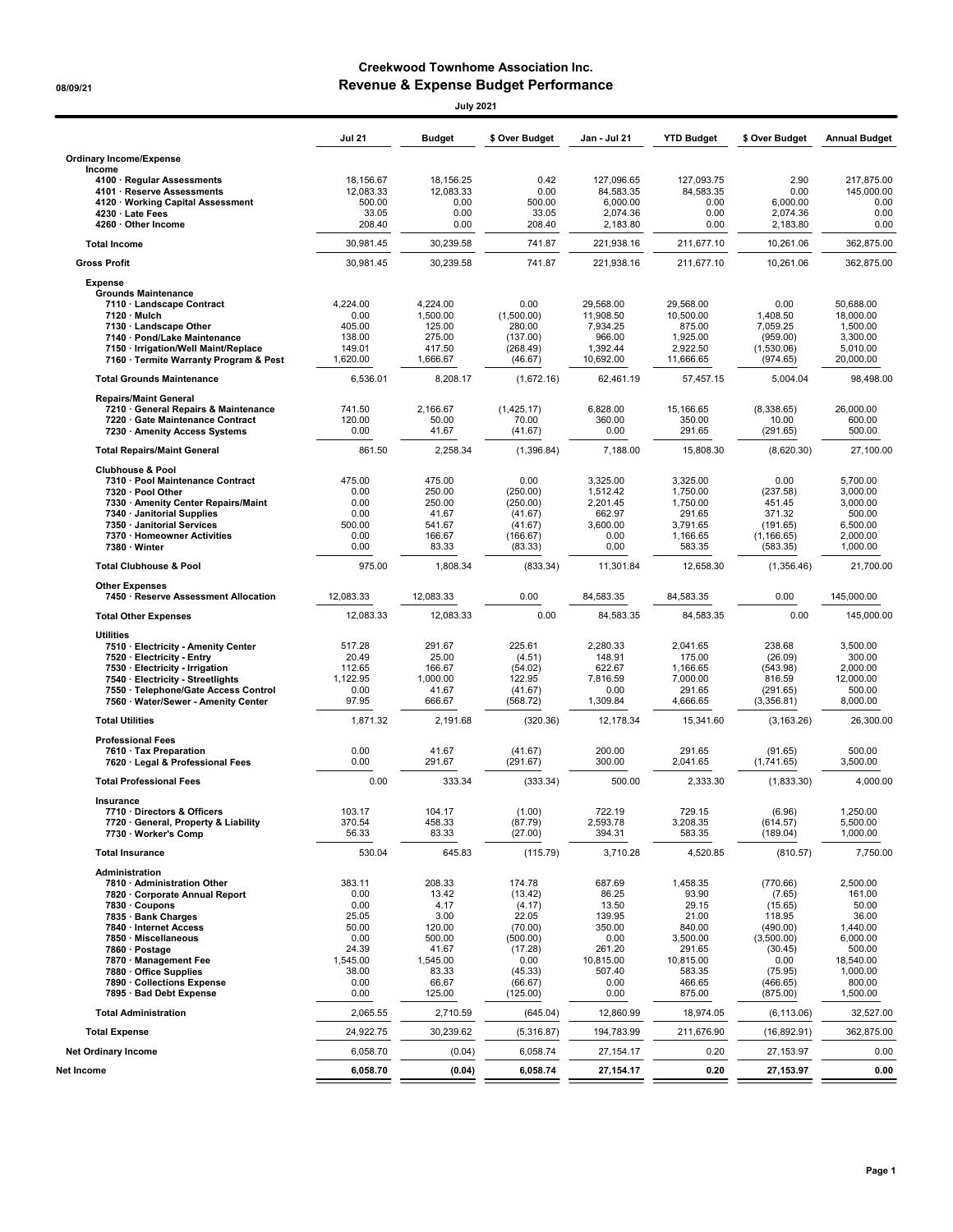# Creekwood Townhome Association Inc.

## Revenue & Expense Budget Performance

08/09/21

July 2021

| | Jul 21 | Budget | $ Over Budget | Jan - Jul 21 | YTD Budget | $ Over Budget | Annual Budget |
|---|---|---|---|---|---|---|---|
| **Ordinary Income/Expense** | | | | | | | |
| **Income** | | | | | | | |
| **4100 · Regular Assessments** | 18,156.67 | 18,156.25 | 0.42 | 127,096.65 | 127,093.75 | 2.90 | 217,875.00 |
| **4101 · Reserve Assessments** | 12,083.33 | 12,083.33 | 0.00 | 84,583.35 | 84,583.35 | 0.00 | 145,000.00 |
| **4120 · Working Capital Assessment** | 500.00 | 0.00 | 500.00 | 6,000.00 | 0.00 | 6,000.00 | 0.00 |
| **4230 · Late Fees** | 33.05 | 0.00 | 33.05 | 2,074.36 | 0.00 | 2,074.36 | 0.00 |
| **4260 · Other Income** | 208.40 | 0.00 | 208.40 | 2,183.80 | 0.00 | 2,183.80 | 0.00 |
| **Total Income** | 30,981.45 | 30,239.58 | 741.87 | 221,938.16 | 211,677.10 | 10,261.06 | 362,875.00 |
| **Gross Profit** | 30,981.45 | 30,239.58 | 741.87 | 221,938.16 | 211,677.10 | 10,261.06 | 362,875.00 |
| **Expense** | | | | | | | |
| **Grounds Maintenance** | | | | | | | |
| **7110 · Landscape Contract** | 4,224.00 | 4,224.00 | 0.00 | 29,568.00 | 29,568.00 | 0.00 | 50,688.00 |
| **7120 · Mulch** | 0.00 | 1,500.00 | (1,500.00) | 11,908.50 | 10,500.00 | 1,408.50 | 18,000.00 |
| **7130 · Landscape Other** | 405.00 | 125.00 | 280.00 | 7,934.25 | 875.00 | 7,059.25 | 1,500.00 |
| **7140 · Pond/Lake Maintenance** | 138.00 | 275.00 | (137.00) | 966.00 | 1,925.00 | (959.00) | 3,300.00 |
| **7150 · Irrigation/Well Maint/Replace** | 149.01 | 417.50 | (268.49) | 1,392.44 | 2,922.50 | (1,530.06) | 5,010.00 |
| **7160 · Termite Warranty Program & Pest** | 1,620.00 | 1,666.67 | (46.67) | 10,692.00 | 11,666.65 | (974.65) | 20,000.00 |
| **Total Grounds Maintenance** | 6,536.01 | 8,208.17 | (1,672.16) | 62,461.19 | 57,457.15 | 5,004.04 | 98,498.00 |
| **Repairs/Maint General** | | | | | | | |
| **7210 · General Repairs & Maintenance** | 741.50 | 2,166.67 | (1,425.17) | 6,828.00 | 15,166.65 | (8,338.65) | 26,000.00 |
| **7220 · Gate Maintenance Contract** | 120.00 | 50.00 | 70.00 | 360.00 | 350.00 | 10.00 | 600.00 |
| **7230 · Amenity Access Systems** | 0.00 | 41.67 | (41.67) | 0.00 | 291.65 | (291.65) | 500.00 |
| **Total Repairs/Maint General** | 861.50 | 2,258.34 | (1,396.84) | 7,188.00 | 15,808.30 | (8,620.30) | 27,100.00 |
| **Clubhouse & Pool** | | | | | | | |
| **7310 · Pool Maintenance Contract** | 475.00 | 475.00 | 0.00 | 3,325.00 | 3,325.00 | 0.00 | 5,700.00 |
| **7320 · Pool Other** | 0.00 | 250.00 | (250.00) | 1,512.42 | 1,750.00 | (237.58) | 3,000.00 |
| **7330 · Amenity Center Repairs/Maint** | 0.00 | 250.00 | (250.00) | 2,201.45 | 1,750.00 | 451.45 | 3,000.00 |
| **7340 · Janitorial Supplies** | 0.00 | 41.67 | (41.67) | 662.97 | 291.65 | 371.32 | 500.00 |
| **7350 · Janitorial Services** | 500.00 | 541.67 | (41.67) | 3,600.00 | 3,791.65 | (191.65) | 6,500.00 |
| **7370 · Homeowner Activities** | 0.00 | 166.67 | (166.67) | 0.00 | 1,166.65 | (1,166.65) | 2,000.00 |
| **7380 · Winter** | 0.00 | 83.33 | (83.33) | 0.00 | 583.35 | (583.35) | 1,000.00 |
| **Total Clubhouse & Pool** | 975.00 | 1,808.34 | (833.34) | 11,301.84 | 12,658.30 | (1,356.46) | 21,700.00 |
| **Other Expenses** | | | | | | | |
| **7450 · Reserve Assessment Allocation** | 12,083.33 | 12,083.33 | 0.00 | 84,583.35 | 84,583.35 | 0.00 | 145,000.00 |
| **Total Other Expenses** | 12,083.33 | 12,083.33 | 0.00 | 84,583.35 | 84,583.35 | 0.00 | 145,000.00 |
| **Utilities** | | | | | | | |
| **7510 · Electricity - Amenity Center** | 517.28 | 291.67 | 225.61 | 2,280.33 | 2,041.65 | 238.68 | 3,500.00 |
| **7520 · Electricity - Entry** | 20.49 | 25.00 | (4.51) | 148.91 | 175.00 | (26.09) | 300.00 |
| **7530 · Electricity - Irrigation** | 112.65 | 166.67 | (54.02) | 622.67 | 1,166.65 | (543.98) | 2,000.00 |
| **7540 · Electricity - Streetlights** | 1,122.95 | 1,000.00 | 122.95 | 7,816.59 | 7,000.00 | 816.59 | 12,000.00 |
| **7550 · Telephone/Gate Access Control** | 0.00 | 41.67 | (41.67) | 0.00 | 291.65 | (291.65) | 500.00 |
| **7560 · Water/Sewer - Amenity Center** | 97.95 | 666.67 | (568.72) | 1,309.84 | 4,666.65 | (3,356.81) | 8,000.00 |
| **Total Utilities** | 1,871.32 | 2,191.68 | (320.36) | 12,178.34 | 15,341.60 | (3,163.26) | 26,300.00 |
| **Professional Fees** | | | | | | | |
| **7610 · Tax Preparation** | 0.00 | 41.67 | (41.67) | 200.00 | 291.65 | (91.65) | 500.00 |
| **7620 · Legal & Professional Fees** | 0.00 | 291.67 | (291.67) | 300.00 | 2,041.65 | (1,741.65) | 3,500.00 |
| **Total Professional Fees** | 0.00 | 333.34 | (333.34) | 500.00 | 2,333.30 | (1,833.30) | 4,000.00 |
| **Insurance** | | | | | | | |
| **7710 · Directors & Officers** | 103.17 | 104.17 | (1.00) | 722.19 | 729.15 | (6.96) | 1,250.00 |
| **7720 · General, Property & Liability** | 370.54 | 458.33 | (87.79) | 2,593.78 | 3,208.35 | (614.57) | 5,500.00 |
| **7730 · Worker's Comp** | 56.33 | 83.33 | (27.00) | 394.31 | 583.35 | (189.04) | 1,000.00 |
| **Total Insurance** | 530.04 | 645.83 | (115.79) | 3,710.28 | 4,520.85 | (810.57) | 7,750.00 |
| **Administration** | | | | | | | |
| **7810 · Administration Other** | 383.11 | 208.33 | 174.78 | 687.69 | 1,458.35 | (770.66) | 2,500.00 |
| **7820 · Corporate Annual Report** | 0.00 | 13.42 | (13.42) | 86.25 | 93.90 | (7.65) | 161.00 |
| **7830 · Coupons** | 0.00 | 4.17 | (4.17) | 13.50 | 29.15 | (15.65) | 50.00 |
| **7835 · Bank Charges** | 25.05 | 3.00 | 22.05 | 139.95 | 21.00 | 118.95 | 36.00 |
| **7840 · Internet Access** | 50.00 | 120.00 | (70.00) | 350.00 | 840.00 | (490.00) | 1,440.00 |
| **7850 · Miscellaneous** | 0.00 | 500.00 | (500.00) | 0.00 | 3,500.00 | (3,500.00) | 6,000.00 |
| **7860 · Postage** | 24.39 | 41.67 | (17.28) | 261.20 | 291.65 | (30.45) | 500.00 |
| **7870 · Management Fee** | 1,545.00 | 1,545.00 | 0.00 | 10,815.00 | 10,815.00 | 0.00 | 18,540.00 |
| **7880 · Office Supplies** | 38.00 | 83.33 | (45.33) | 507.40 | 583.35 | (75.95) | 1,000.00 |
| **7890 · Collections Expense** | 0.00 | 66.67 | (66.67) | 0.00 | 466.65 | (466.65) | 800.00 |
| **7895 · Bad Debt Expense** | 0.00 | 125.00 | (125.00) | 0.00 | 875.00 | (875.00) | 1,500.00 |
| **Total Administration** | 2,065.55 | 2,710.59 | (645.04) | 12,860.99 | 18,974.05 | (6,113.06) | 32,527.00 |
| **Total Expense** | 24,922.75 | 30,239.62 | (5,316.87) | 194,783.99 | 211,676.90 | (16,892.91) | 362,875.00 |
| **Net Ordinary Income** | 6,058.70 | (0.04) | 6,058.74 | 27,154.17 | 0.20 | 27,153.97 | 0.00 |
| **Net Income** | **6,058.70** | **(0.04)** | **6,058.74** | **27,154.17** | **0.20** | **27,153.97** | **0.00** |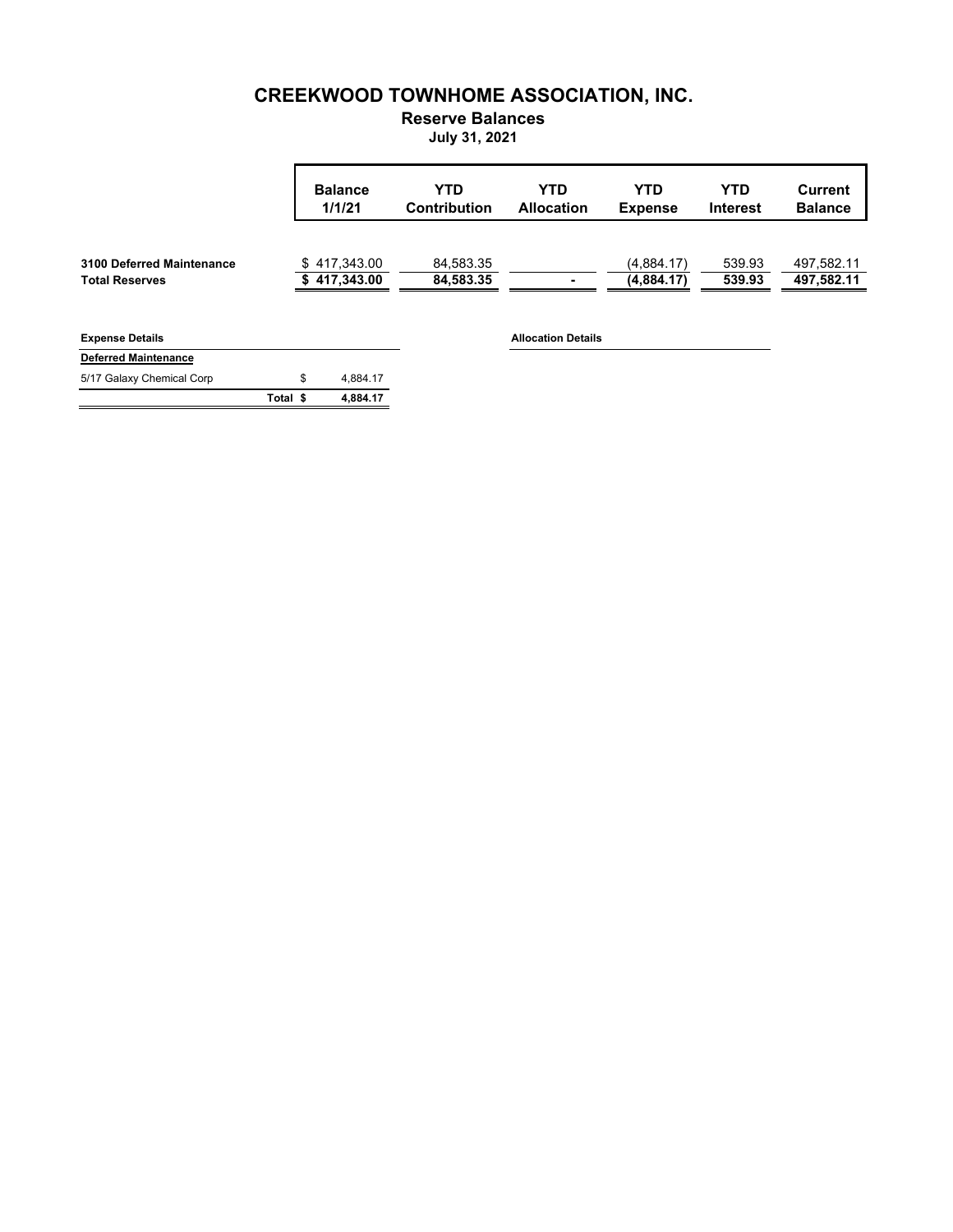# CREEKWOOD TOWNHOME ASSOCIATION, INC.

## Reserve Balances

**July 31, 2021**

| | Balance 1/1/21 | YTD Contribution | YTD Allocation | YTD Expense | YTD Interest | Current Balance |
|---|---|---|---|---|---|---|
| **3100 Deferred Maintenance** | $ 417,343.00 | 84,583.35 | | (4,884.17) | 539.93 | 497,582.11 |
| **Total Reserves** | **$ 417,343.00** | **84,583.35** | **-** | **(4,884.17)** | **539.93** | **497,582.11** |

**Expense Details**

| | | |
|---|---|---|
| **Deferred Maintenance** | | |
| 5/17 Galaxy Chemical Corp | $ | 4,884.17 |
| **Total** | **$** | **4,884.17** |

**Allocation Details**